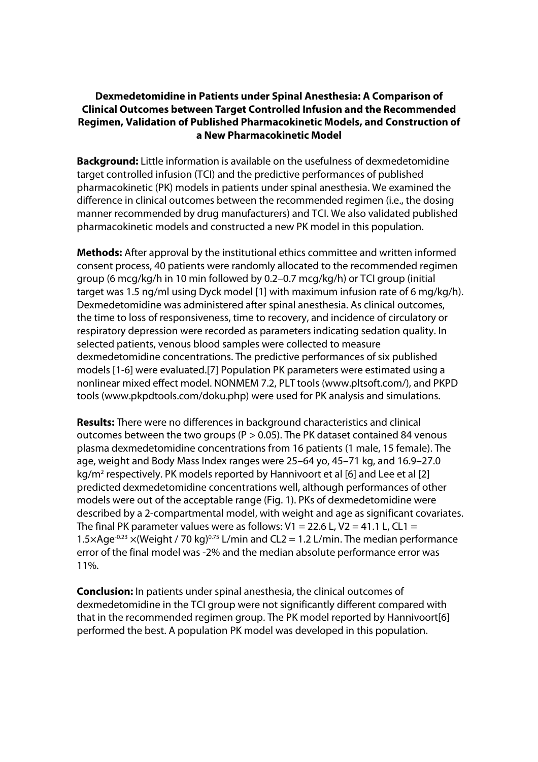# Dexmedetomidine in Patients under Spinal Anesthesia: A Comparison of Clinical Outcomes between Target Controlled Infusion and the Recommended Regimen, Validation of Published Pharmacokinetic Models, and Construction of a New Pharmacokinetic Model

**Background:** Little information is available on the usefulness of dexmedetomidine target controlled infusion (TCI) and the predictive performances of published pharmacokinetic (PK) models in patients under spinal anesthesia. We examined the difference in clinical outcomes between the recommended regimen (i.e., the dosing manner recommended by drug manufacturers) and TCI. We also validated published pharmacokinetic models and constructed a new PK model in this population.

**Methods:** After approval by the institutional ethics committee and written informed consent process, 40 patients were randomly allocated to the recommended regimen group (6 mcg/kg/h in 10 min followed by 0.2–0.7 mcg/kg/h) or TCI group (initial target was 1.5 ng/ml using Dyck model [1] with maximum infusion rate of 6 mg/kg/h). Dexmedetomidine was administered after spinal anesthesia. As clinical outcomes, the time to loss of responsiveness, time to recovery, and incidence of circulatory or respiratory depression were recorded as parameters indicating sedation quality. In selected patients, venous blood samples were collected to measure dexmedetomidine concentrations. The predictive performances of six published models [1-6] were evaluated.[7] Population PK parameters were estimated using a nonlinear mixed effect model. NONMEM 7.2, PLT tools (www.pltsoft.com/), and PKPD tools (www.pkpdtools.com/doku.php) were used for PK analysis and simulations.

**Results:** There were no differences in background characteristics and clinical outcomes between the two groups ($P > 0.05$). The PK dataset contained 84 venous plasma dexmedetomidine concentrations from 16 patients (1 male, 15 female). The age, weight and Body Mass Index ranges were 25–64 yo, 45–71 kg, and 16.9–27.0 $kg/m^2$ respectively. PK models reported by Hannivoort et al [6] and Lee et al [2] predicted dexmedetomidine concentrations well, although performances of other models were out of the acceptable range (Fig. 1). PKs of dexmedetomidine were described by a 2-compartmental model, with weight and age as significant covariates. The final PK parameter values were as follows: $V1 = 22.6$ L, $V2 = 41.1$ L, $CL1 = 1.5 \times Age^{-0.23} \times (Weight / 70\ kg)^{0.75}$ L/min and $CL2 = 1.2$ L/min. The median performance error of the final model was -2% and the median absolute performance error was 11%.

**Conclusion:** In patients under spinal anesthesia, the clinical outcomes of dexmedetomidine in the TCI group were not significantly different compared with that in the recommended regimen group. The PK model reported by Hannivoort[6] performed the best. A population PK model was developed in this population.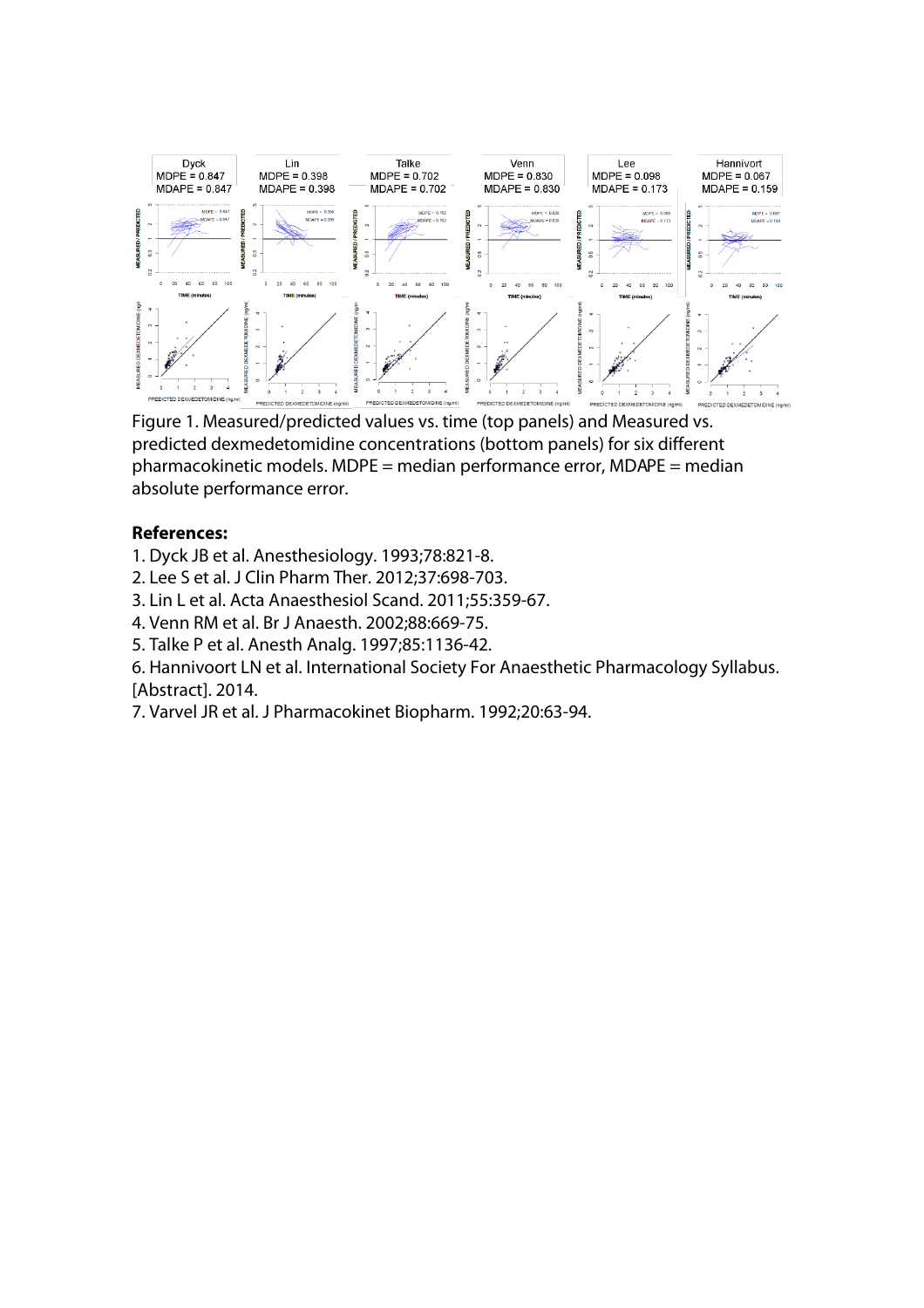Dyck
MDPE = 0.847
MDAPE = 0.847

Lin
MDPE = 0.398
MDAPE = 0.398

Talke
MDPE = 0.702
MDAPE = 0.702

Venn
MDPE = 0.830
MDAPE = 0.830

Lee
MDPE = 0.098
MDAPE = 0.173

Hannivort
MDPE = 0.067
MDAPE = 0.159

Figure 1. Measured/predicted values vs. time (top panels) and Measured vs. predicted dexmedetomidine concentrations (bottom panels) for six different pharmacokinetic models. MDPE = median performance error, MDAPE = median absolute performance error.

**References:**

1. Dyck JB et al. Anesthesiology. 1993;78:821-8.
2. Lee S et al. J Clin Pharm Ther. 2012;37:698-703.
3. Lin L et al. Acta Anaesthesiol Scand. 2011;55:359-67.
4. Venn RM et al. Br J Anaesth. 2002;88:669-75.
5. Talke P et al. Anesth Analg. 1997;85:1136-42.
6. Hannivoort LN et al. International Society For Anaesthetic Pharmacology Syllabus. [Abstract]. 2014.
7. Varvel JR et al. J Pharmacokinet Biopharm. 1992;20:63-94.